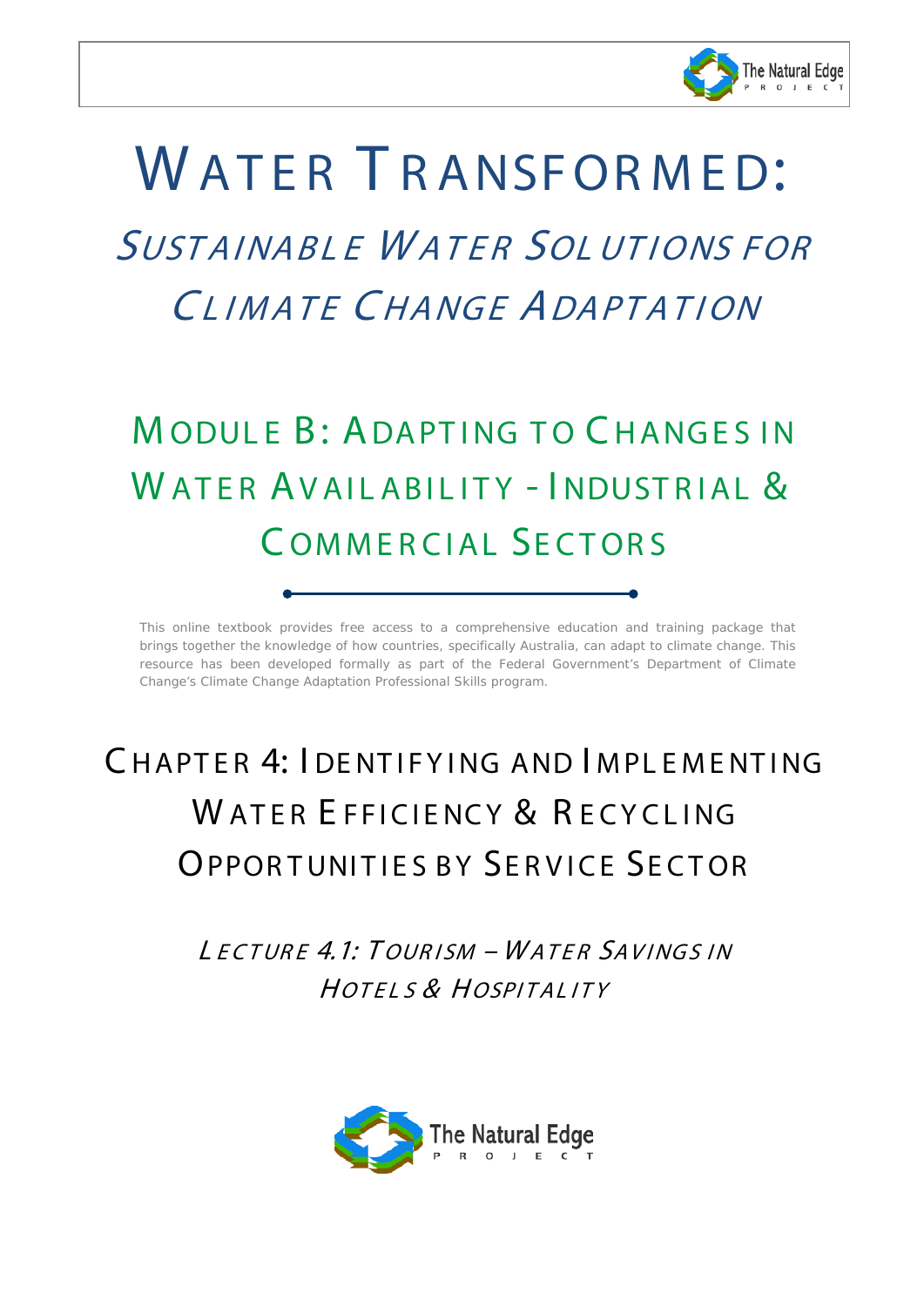# Water Transformed:

## Sustainable Water Solutions for Climate Change Adaptation

## Module B: Adapting to Changes in Water Availability - Industrial & Commercial Sectors

This online textbook provides free access to a comprehensive education and training package that brings together the knowledge of how countries, specifically Australia, can adapt to climate change. This resource has been developed formally as part of the Federal Government's Department of Climate Change's Climate Change Adaptation Professional Skills program.

## Chapter 4: Identifying and Implementing Water Efficiency & Recycling Opportunities by Service Sector

### *Lecture 4.1: Tourism – Water Savings in Hotels & Hospitality*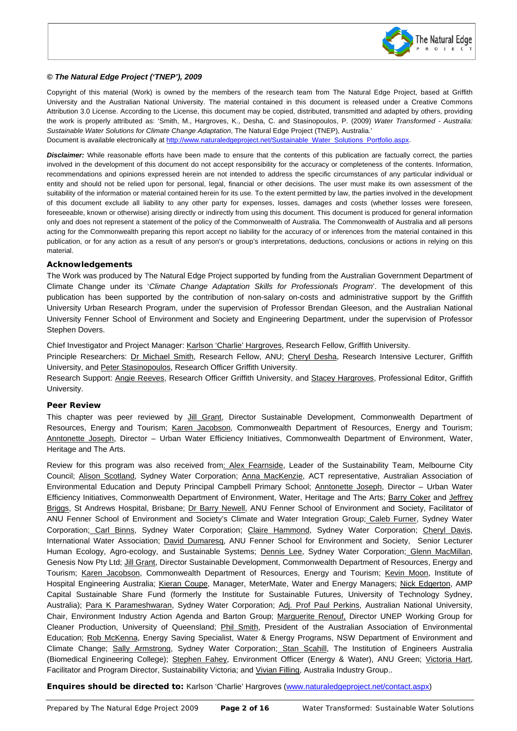***© The Natural Edge Project ('TNEP'), 2009***

Copyright of this material (Work) is owned by the members of the research team from The Natural Edge Project, based at Griffith University and the Australian National University. The material contained in this document is released under a Creative Commons Attribution 3.0 License. According to the License, this document may be copied, distributed, transmitted and adapted by others, providing the work is properly attributed as: 'Smith, M., Hargroves, K., Desha, C. and Stasinopoulos, P. (2009) *Water Transformed - Australia: Sustainable Water Solutions for Climate Change Adaptation*, The Natural Edge Project (TNEP), Australia.'
Document is available electronically at http://www.naturaledgeproject.net/Sustainable_Water_Solutions_Portfolio.aspx.

***Disclaimer:*** While reasonable efforts have been made to ensure that the contents of this publication are factually correct, the parties involved in the development of this document do not accept responsibility for the accuracy or completeness of the contents. Information, recommendations and opinions expressed herein are not intended to address the specific circumstances of any particular individual or entity and should not be relied upon for personal, legal, financial or other decisions. The user must make its own assessment of the suitability of the information or material contained herein for its use. To the extent permitted by law, the parties involved in the development of this document exclude all liability to any other party for expenses, losses, damages and costs (whether losses were foreseen, foreseeable, known or otherwise) arising directly or indirectly from using this document. This document is produced for general information only and does not represent a statement of the policy of the Commonwealth of Australia. The Commonwealth of Australia and all persons acting for the Commonwealth preparing this report accept no liability for the accuracy of or inferences from the material contained in this publication, or for any action as a result of any person's or group's interpretations, deductions, conclusions or actions in relying on this material.

**Acknowledgements**

The Work was produced by The Natural Edge Project supported by funding from the Australian Government Department of Climate Change under its '*Climate Change Adaptation Skills for Professionals Program*'. The development of this publication has been supported by the contribution of non-salary on-costs and administrative support by the Griffith University Urban Research Program, under the supervision of Professor Brendan Gleeson, and the Australian National University Fenner School of Environment and Society and Engineering Department, under the supervision of Professor Stephen Dovers.

Chief Investigator and Project Manager: Karlson 'Charlie' Hargroves, Research Fellow, Griffith University.

Principle Researchers: Dr Michael Smith, Research Fellow, ANU; Cheryl Desha, Research Intensive Lecturer, Griffith University, and Peter Stasinopoulos, Research Officer Griffith University.

Research Support: Angie Reeves, Research Officer Griffith University, and Stacey Hargroves, Professional Editor, Griffith University.

**Peer Review**

This chapter was peer reviewed by Jill Grant, Director Sustainable Development, Commonwealth Department of Resources, Energy and Tourism; Karen Jacobson, Commonwealth Department of Resources, Energy and Tourism; Anntonette Joseph, Director – Urban Water Efficiency Initiatives, Commonwealth Department of Environment, Water, Heritage and The Arts.

Review for this program was also received from: Alex Fearnside, Leader of the Sustainability Team, Melbourne City Council; Alison Scotland, Sydney Water Corporation; Anna MacKenzie, ACT representative, Australian Association of Environmental Education and Deputy Principal Campbell Primary School; Anntonette Joseph, Director – Urban Water Efficiency Initiatives, Commonwealth Department of Environment, Water, Heritage and The Arts; Barry Coker and Jeffrey Briggs, St Andrews Hospital, Brisbane; Dr Barry Newell, ANU Fenner School of Environment and Society, Facilitator of ANU Fenner School of Environment and Society's Climate and Water Integration Group; Caleb Furner, Sydney Water Corporation; Carl Binns, Sydney Water Corporation; Claire Hammond, Sydney Water Corporation; Cheryl Davis, International Water Association; David Dumaresq, ANU Fenner School for Environment and Society, Senior Lecturer Human Ecology, Agro-ecology, and Sustainable Systems; Dennis Lee, Sydney Water Corporation; Glenn MacMillan, Genesis Now Pty Ltd; Jill Grant, Director Sustainable Development, Commonwealth Department of Resources, Energy and Tourism; Karen Jacobson, Commonwealth Department of Resources, Energy and Tourism; Kevin Moon, Institute of Hospital Engineering Australia; Kieran Coupe, Manager, MeterMate, Water and Energy Managers; Nick Edgerton, AMP Capital Sustainable Share Fund (formerly the Institute for Sustainable Futures, University of Technology Sydney, Australia); Para K Parameshwaran, Sydney Water Corporation; Adj. Prof Paul Perkins, Australian National University, Chair, Environment Industry Action Agenda and Barton Group; Marguerite Renouf, Director UNEP Working Group for Cleaner Production, University of Queensland; Phil Smith, President of the Australian Association of Environmental Education; Rob McKenna, Energy Saving Specialist, Water & Energy Programs, NSW Department of Environment and Climate Change; Sally Armstrong, Sydney Water Corporation; Stan Scahill, The Institution of Engineers Australia (Biomedical Engineering College); Stephen Fahey, Environment Officer (Energy & Water), ANU Green; Victoria Hart, Facilitator and Program Director, Sustainability Victoria; and Vivian Filling, Australia Industry Group..

**Enquires should be directed to:** Karlson 'Charlie' Hargroves (www.naturaledgeproject.net/contact.aspx)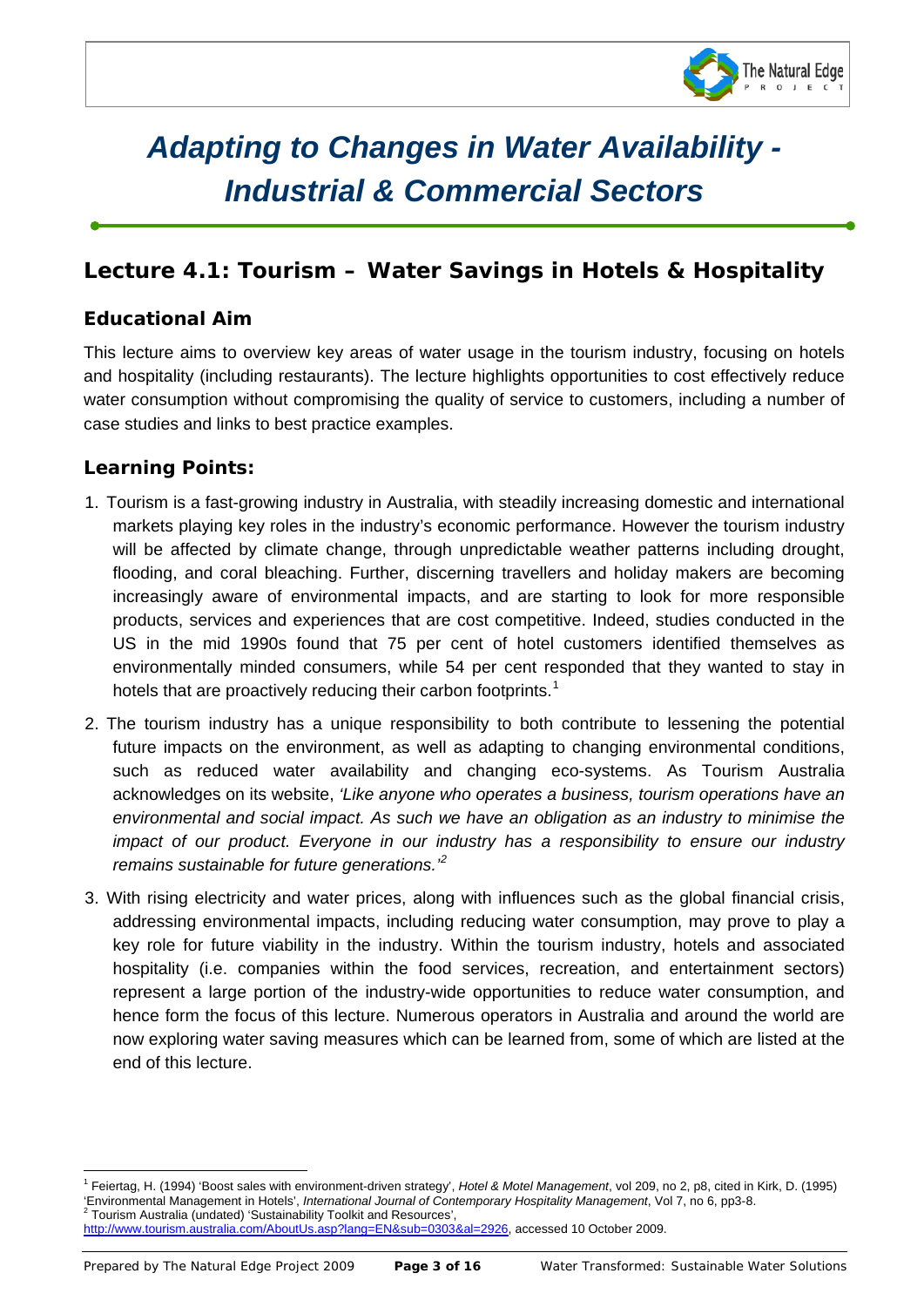# *Adapting to Changes in Water Availability - Industrial & Commercial Sectors*

## Lecture 4.1: Tourism – Water Savings in Hotels & Hospitality

### Educational Aim

This lecture aims to overview key areas of water usage in the tourism industry, focusing on hotels and hospitality (including restaurants). The lecture highlights opportunities to cost effectively reduce water consumption without compromising the quality of service to customers, including a number of case studies and links to best practice examples.

### Learning Points:

1. Tourism is a fast-growing industry in Australia, with steadily increasing domestic and international markets playing key roles in the industry's economic performance. However the tourism industry will be affected by climate change, through unpredictable weather patterns including drought, flooding, and coral bleaching. Further, discerning travellers and holiday makers are becoming increasingly aware of environmental impacts, and are starting to look for more responsible products, services and experiences that are cost competitive. Indeed, studies conducted in the US in the mid 1990s found that 75 per cent of hotel customers identified themselves as environmentally minded consumers, while 54 per cent responded that they wanted to stay in hotels that are proactively reducing their carbon footprints.[1]

2. The tourism industry has a unique responsibility to both contribute to lessening the potential future impacts on the environment, as well as adapting to changing environmental conditions, such as reduced water availability and changing eco-systems. As Tourism Australia acknowledges on its website, *'Like anyone who operates a business, tourism operations have an environmental and social impact. As such we have an obligation as an industry to minimise the impact of our product. Everyone in our industry has a responsibility to ensure our industry remains sustainable for future generations.'*[2]

3. With rising electricity and water prices, along with influences such as the global financial crisis, addressing environmental impacts, including reducing water consumption, may prove to play a key role for future viability in the industry. Within the tourism industry, hotels and associated hospitality (i.e. companies within the food services, recreation, and entertainment sectors) represent a large portion of the industry-wide opportunities to reduce water consumption, and hence form the focus of this lecture. Numerous operators in Australia and around the world are now exploring water saving measures which can be learned from, some of which are listed at the end of this lecture.

---

[1] Feiertag, H. (1994) 'Boost sales with environment-driven strategy', *Hotel & Motel Management*, vol 209, no 2, p8, cited in Kirk, D. (1995) 'Environmental Management in Hotels', *International Journal of Contemporary Hospitality Management*, Vol 7, no 6, pp3-8.

[2] Tourism Australia (undated) 'Sustainability Toolkit and Resources', http://www.tourism.australia.com/AboutUs.asp?lang=EN&sub=0303&al=2926, accessed 10 October 2009.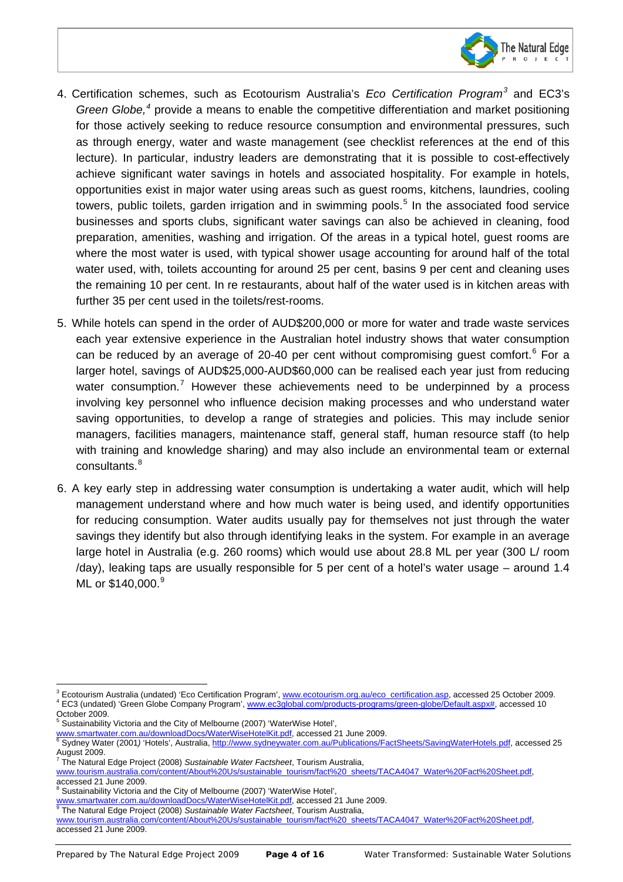4. Certification schemes, such as Ecotourism Australia's *Eco Certification Program*[3] and EC3's *Green Globe,*[4] provide a means to enable the competitive differentiation and market positioning for those actively seeking to reduce resource consumption and environmental pressures, such as through energy, water and waste management (see checklist references at the end of this lecture). In particular, industry leaders are demonstrating that it is possible to cost-effectively achieve significant water savings in hotels and associated hospitality. For example in hotels, opportunities exist in major water using areas such as guest rooms, kitchens, laundries, cooling towers, public toilets, garden irrigation and in swimming pools.[5] In the associated food service businesses and sports clubs, significant water savings can also be achieved in cleaning, food preparation, amenities, washing and irrigation. Of the areas in a typical hotel, guest rooms are where the most water is used, with typical shower usage accounting for around half of the total water used, with, toilets accounting for around 25 per cent, basins 9 per cent and cleaning uses the remaining 10 per cent. In re restaurants, about half of the water used is in kitchen areas with further 35 per cent used in the toilets/rest-rooms.

5. While hotels can spend in the order of AUD$200,000 or more for water and trade waste services each year extensive experience in the Australian hotel industry shows that water consumption can be reduced by an average of 20-40 per cent without compromising guest comfort.[6] For a larger hotel, savings of AUD$25,000-AUD$60,000 can be realised each year just from reducing water consumption.[7] However these achievements need to be underpinned by a process involving key personnel who influence decision making processes and who understand water saving opportunities, to develop a range of strategies and policies. This may include senior managers, facilities managers, maintenance staff, general staff, human resource staff (to help with training and knowledge sharing) and may also include an environmental team or external consultants.[8]

6. A key early step in addressing water consumption is undertaking a water audit, which will help management understand where and how much water is being used, and identify opportunities for reducing consumption. Water audits usually pay for themselves not just through the water savings they identify but also through identifying leaks in the system. For example in an average large hotel in Australia (e.g. 260 rooms) which would use about 28.8 ML per year (300 L/ room /day), leaking taps are usually responsible for 5 per cent of a hotel's water usage – around 1.4 ML or $140,000.[9]

---

[3] Ecotourism Australia (undated) 'Eco Certification Program', www.ecotourism.org.au/eco_certification.asp, accessed 25 October 2009.

[4] EC3 (undated) 'Green Globe Company Program', www.ec3global.com/products-programs/green-globe/Default.aspx#, accessed 10 October 2009.

[5] Sustainability Victoria and the City of Melbourne (2007) 'WaterWise Hotel', www.smartwater.com.au/downloadDocs/WaterWiseHotelKit.pdf, accessed 21 June 2009.

[6] Sydney Water (2001) 'Hotels', Australia, http://www.sydneywater.com.au/Publications/FactSheets/SavingWaterHotels.pdf, accessed 25 August 2009.

[7] The Natural Edge Project (2008) *Sustainable Water Factsheet*, Tourism Australia, www.tourism.australia.com/content/About%20Us/sustainable_tourism/fact%20_sheets/TACA4047_Water%20Fact%20Sheet.pdf, accessed 21 June 2009.

[8] Sustainability Victoria and the City of Melbourne (2007) 'WaterWise Hotel', www.smartwater.com.au/downloadDocs/WaterWiseHotelKit.pdf, accessed 21 June 2009.

[9] The Natural Edge Project (2008) *Sustainable Water Factsheet*, Tourism Australia, www.tourism.australia.com/content/About%20Us/sustainable_tourism/fact%20_sheets/TACA4047_Water%20Fact%20Sheet.pdf, accessed 21 June 2009.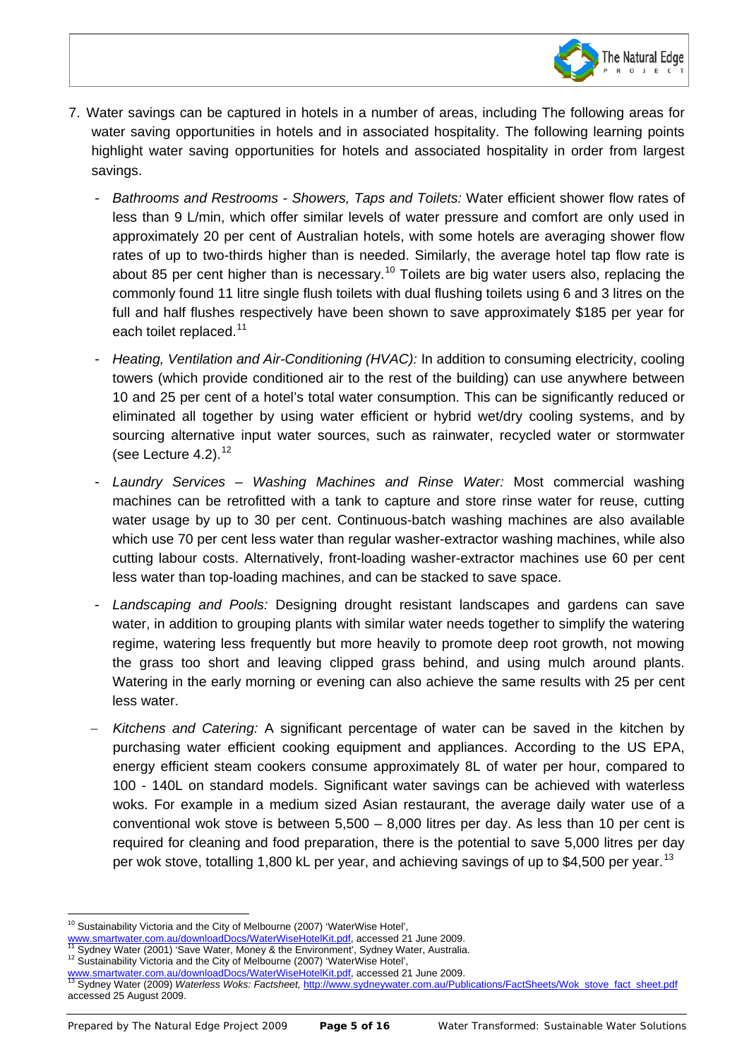7. Water savings can be captured in hotels in a number of areas, including The following areas for water saving opportunities in hotels and in associated hospitality. The following learning points highlight water saving opportunities for hotels and associated hospitality in order from largest savings.

   - *Bathrooms and Restrooms - Showers, Taps and Toilets:* Water efficient shower flow rates of less than 9 L/min, which offer similar levels of water pressure and comfort are only used in approximately 20 per cent of Australian hotels, with some hotels are averaging shower flow rates of up to two-thirds higher than is needed. Similarly, the average hotel tap flow rate is about 85 per cent higher than is necessary.[10] Toilets are big water users also, replacing the commonly found 11 litre single flush toilets with dual flushing toilets using 6 and 3 litres on the full and half flushes respectively have been shown to save approximately $185 per year for each toilet replaced.[11]

   - *Heating, Ventilation and Air-Conditioning (HVAC):* In addition to consuming electricity, cooling towers (which provide conditioned air to the rest of the building) can use anywhere between 10 and 25 per cent of a hotel's total water consumption. This can be significantly reduced or eliminated all together by using water efficient or hybrid wet/dry cooling systems, and by sourcing alternative input water sources, such as rainwater, recycled water or stormwater (see Lecture 4.2).[12]

   - *Laundry Services – Washing Machines and Rinse Water:* Most commercial washing machines can be retrofitted with a tank to capture and store rinse water for reuse, cutting water usage by up to 30 per cent. Continuous-batch washing machines are also available which use 70 per cent less water than regular washer-extractor washing machines, while also cutting labour costs. Alternatively, front-loading washer-extractor machines use 60 per cent less water than top-loading machines, and can be stacked to save space.

   - *Landscaping and Pools:* Designing drought resistant landscapes and gardens can save water, in addition to grouping plants with similar water needs together to simplify the watering regime, watering less frequently but more heavily to promote deep root growth, not mowing the grass too short and leaving clipped grass behind, and using mulch around plants. Watering in the early morning or evening can also achieve the same results with 25 per cent less water.

   - *Kitchens and Catering:* A significant percentage of water can be saved in the kitchen by purchasing water efficient cooking equipment and appliances. According to the US EPA, energy efficient steam cookers consume approximately 8L of water per hour, compared to 100 - 140L on standard models. Significant water savings can be achieved with waterless woks. For example in a medium sized Asian restaurant, the average daily water use of a conventional wok stove is between 5,500 – 8,000 litres per day. As less than 10 per cent is required for cleaning and food preparation, there is the potential to save 5,000 litres per day per wok stove, totalling 1,800 kL per year, and achieving savings of up to $4,500 per year.[13]

---

[10] Sustainability Victoria and the City of Melbourne (2007) 'WaterWise Hotel', www.smartwater.com.au/downloadDocs/WaterWiseHotelKit.pdf, accessed 21 June 2009.

[11] Sydney Water (2001) 'Save Water, Money & the Environment', Sydney Water, Australia.

[12] Sustainability Victoria and the City of Melbourne (2007) 'WaterWise Hotel', www.smartwater.com.au/downloadDocs/WaterWiseHotelKit.pdf, accessed 21 June 2009.

[13] Sydney Water (2009) *Waterless Woks: Factsheet,* http://www.sydneywater.com.au/Publications/FactSheets/Wok_stove_fact_sheet.pdf accessed 25 August 2009.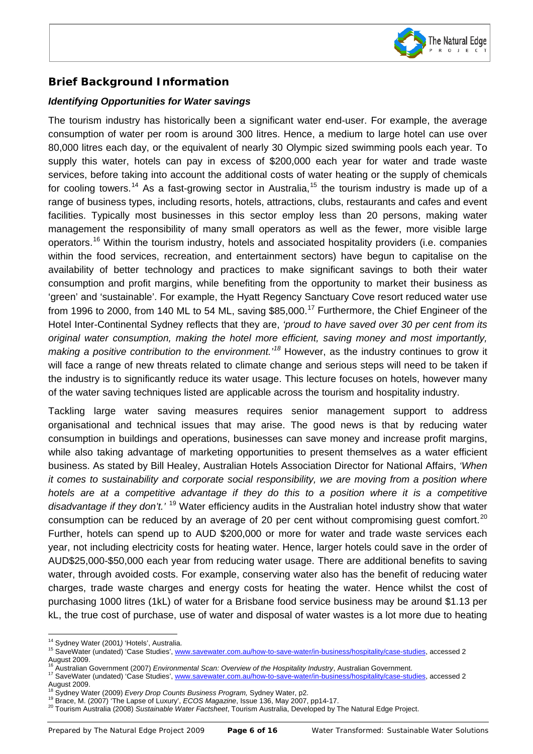## Brief Background Information

### *Identifying Opportunities for Water savings*

The tourism industry has historically been a significant water end-user. For example, the average consumption of water per room is around 300 litres. Hence, a medium to large hotel can use over 80,000 litres each day, or the equivalent of nearly 30 Olympic sized swimming pools each year. To supply this water, hotels can pay in excess of $200,000 each year for water and trade waste services, before taking into account the additional costs of water heating or the supply of chemicals for cooling towers.[14] As a fast-growing sector in Australia,[15] the tourism industry is made up of a range of business types, including resorts, hotels, attractions, clubs, restaurants and cafes and event facilities. Typically most businesses in this sector employ less than 20 persons, making water management the responsibility of many small operators as well as the fewer, more visible large operators.[16] Within the tourism industry, hotels and associated hospitality providers (i.e. companies within the food services, recreation, and entertainment sectors) have begun to capitalise on the availability of better technology and practices to make significant savings to both their water consumption and profit margins, while benefiting from the opportunity to market their business as 'green' and 'sustainable'. For example, the Hyatt Regency Sanctuary Cove resort reduced water use from 1996 to 2000, from 140 ML to 54 ML, saving $85,000.[17] Furthermore, the Chief Engineer of the Hotel Inter-Continental Sydney reflects that they are, *'proud to have saved over 30 per cent from its original water consumption, making the hotel more efficient, saving money and most importantly, making a positive contribution to the environment.'*[18] However, as the industry continues to grow it will face a range of new threats related to climate change and serious steps will need to be taken if the industry is to significantly reduce its water usage. This lecture focuses on hotels, however many of the water saving techniques listed are applicable across the tourism and hospitality industry.

Tackling large water saving measures requires senior management support to address organisational and technical issues that may arise. The good news is that by reducing water consumption in buildings and operations, businesses can save money and increase profit margins, while also taking advantage of marketing opportunities to present themselves as a water efficient business. As stated by Bill Healey, Australian Hotels Association Director for National Affairs, *'When it comes to sustainability and corporate social responsibility, we are moving from a position where hotels are at a competitive advantage if they do this to a position where it is a competitive disadvantage if they don't.'* [19] Water efficiency audits in the Australian hotel industry show that water consumption can be reduced by an average of 20 per cent without compromising guest comfort.[20] Further, hotels can spend up to AUD $200,000 or more for water and trade waste services each year, not including electricity costs for heating water. Hence, larger hotels could save in the order of AUD$25,000-$50,000 each year from reducing water usage. There are additional benefits to saving water, through avoided costs. For example, conserving water also has the benefit of reducing water charges, trade waste charges and energy costs for heating the water. Hence whilst the cost of purchasing 1000 litres (1kL) of water for a Brisbane food service business may be around $1.13 per kL, the true cost of purchase, use of water and disposal of water wastes is a lot more due to heating

---

[14] Sydney Water (2001) 'Hotels', Australia.

[15] SaveWater (undated) 'Case Studies', www.savewater.com.au/how-to-save-water/in-business/hospitality/case-studies, accessed 2 August 2009.

[16] Australian Government (2007) *Environmental Scan: Overview of the Hospitality Industry*, Australian Government.

[17] SaveWater (undated) 'Case Studies', www.savewater.com.au/how-to-save-water/in-business/hospitality/case-studies, accessed 2 August 2009.

[18] Sydney Water (2009) *Every Drop Counts Business Program,* Sydney Water, p2.

[19] Brace, M. (2007) 'The Lapse of Luxury', *ECOS Magazine*, Issue 136, May 2007, pp14-17.

[20] Tourism Australia (2008) *Sustainable Water Factsheet*, Tourism Australia, Developed by The Natural Edge Project.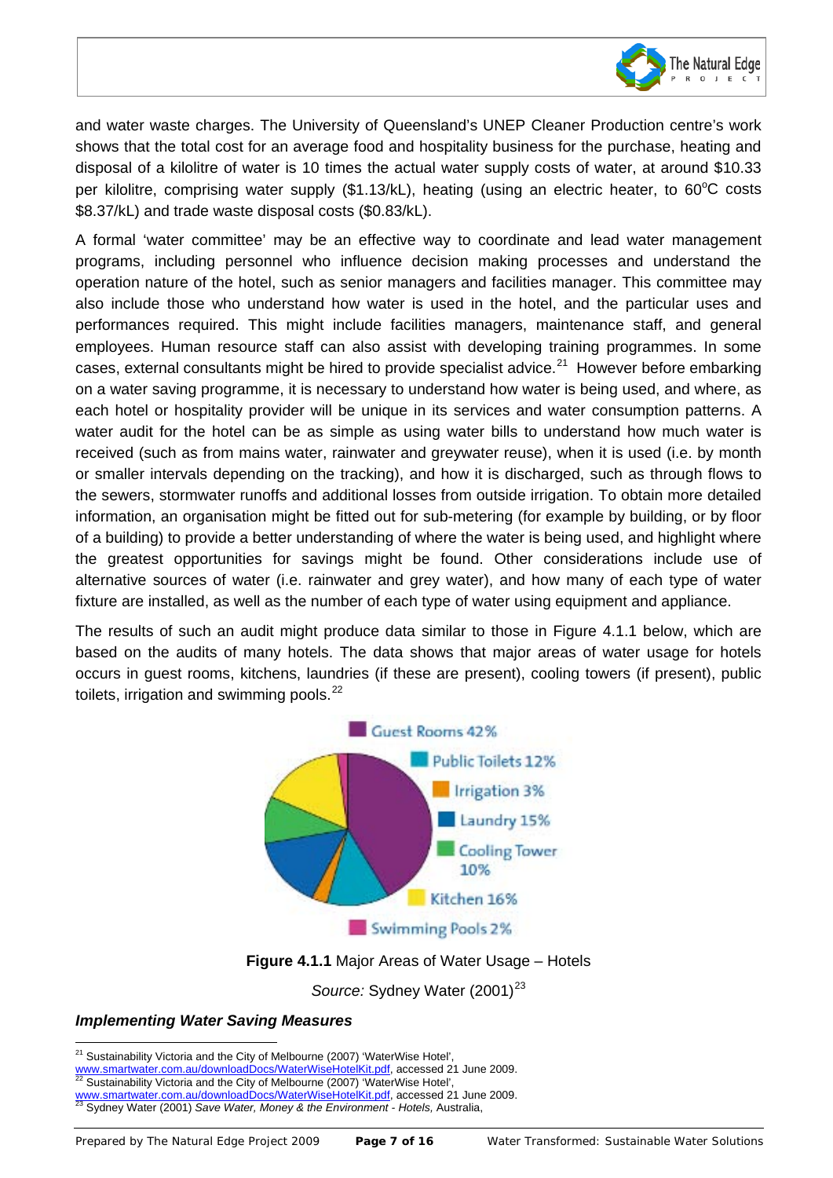and water waste charges. The University of Queensland's UNEP Cleaner Production centre's work shows that the total cost for an average food and hospitality business for the purchase, heating and disposal of a kilolitre of water is 10 times the actual water supply costs of water, at around $10.33 per kilolitre, comprising water supply ($1.13/kL), heating (using an electric heater, to 60°C costs $8.37/kL) and trade waste disposal costs ($0.83/kL).

A formal 'water committee' may be an effective way to coordinate and lead water management programs, including personnel who influence decision making processes and understand the operation nature of the hotel, such as senior managers and facilities manager. This committee may also include those who understand how water is used in the hotel, and the particular uses and performances required. This might include facilities managers, maintenance staff, and general employees. Human resource staff can also assist with developing training programmes. In some cases, external consultants might be hired to provide specialist advice.[21] However before embarking on a water saving programme, it is necessary to understand how water is being used, and where, as each hotel or hospitality provider will be unique in its services and water consumption patterns. A water audit for the hotel can be as simple as using water bills to understand how much water is received (such as from mains water, rainwater and greywater reuse), when it is used (i.e. by month or smaller intervals depending on the tracking), and how it is discharged, such as through flows to the sewers, stormwater runoffs and additional losses from outside irrigation. To obtain more detailed information, an organisation might be fitted out for sub-metering (for example by building, or by floor of a building) to provide a better understanding of where the water is being used, and highlight where the greatest opportunities for savings might be found. Other considerations include use of alternative sources of water (i.e. rainwater and grey water), and how many of each type of water fixture are installed, as well as the number of each type of water using equipment and appliance.

The results of such an audit might produce data similar to those in Figure 4.1.1 below, which are based on the audits of many hotels. The data shows that major areas of water usage for hotels occurs in guest rooms, kitchens, laundries (if these are present), cooling towers (if present), public toilets, irrigation and swimming pools.[22]

- Guest Rooms 42%
- Public Toilets 12%
- Irrigation 3%
- Laundry 15%
- Cooling Tower 10%
- Kitchen 16%
- Swimming Pools 2%

**Figure 4.1.1** Major Areas of Water Usage – Hotels

*Source:* Sydney Water (2001)[23]

***Implementing Water Saving Measures***

---

[21] Sustainability Victoria and the City of Melbourne (2007) 'WaterWise Hotel', www.smartwater.com.au/downloadDocs/WaterWiseHotelKit.pdf, accessed 21 June 2009.

[22] Sustainability Victoria and the City of Melbourne (2007) 'WaterWise Hotel', www.smartwater.com.au/downloadDocs/WaterWiseHotelKit.pdf, accessed 21 June 2009.

[23] Sydney Water (2001) *Save Water, Money & the Environment - Hotels,* Australia,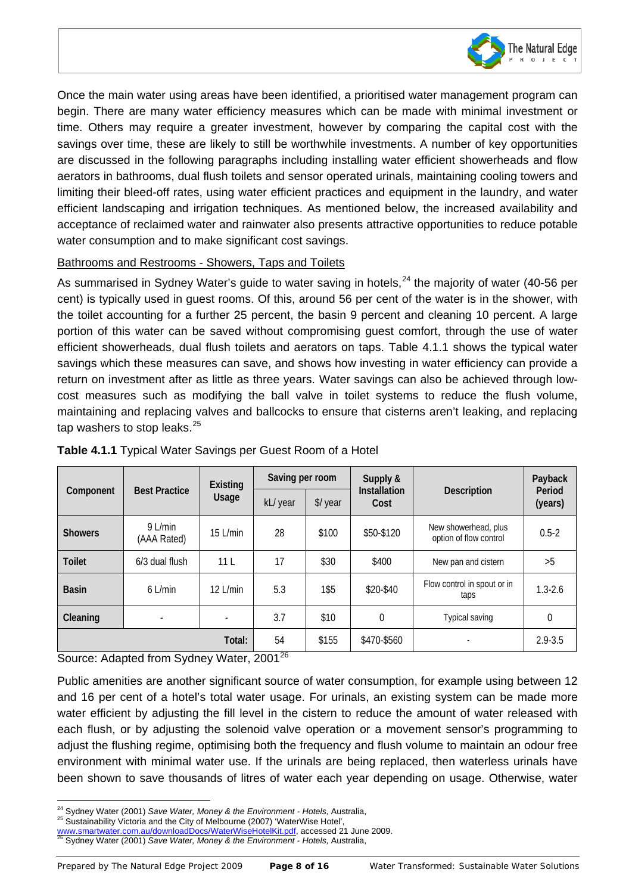Once the main water using areas have been identified, a prioritised water management program can begin. There are many water efficiency measures which can be made with minimal investment or time. Others may require a greater investment, however by comparing the capital cost with the savings over time, these are likely to still be worthwhile investments. A number of key opportunities are discussed in the following paragraphs including installing water efficient showerheads and flow aerators in bathrooms, dual flush toilets and sensor operated urinals, maintaining cooling towers and limiting their bleed-off rates, using water efficient practices and equipment in the laundry, and water efficient landscaping and irrigation techniques. As mentioned below, the increased availability and acceptance of reclaimed water and rainwater also presents attractive opportunities to reduce potable water consumption and to make significant cost savings.

Bathrooms and Restrooms - Showers, Taps and Toilets

As summarised in Sydney Water's guide to water saving in hotels,[24] the majority of water (40-56 per cent) is typically used in guest rooms. Of this, around 56 per cent of the water is in the shower, with the toilet accounting for a further 25 percent, the basin 9 percent and cleaning 10 percent. A large portion of this water can be saved without compromising guest comfort, through the use of water efficient showerheads, dual flush toilets and aerators on taps. Table 4.1.1 shows the typical water savings which these measures can save, and shows how investing in water efficiency can provide a return on investment after as little as three years. Water savings can also be achieved through low-cost measures such as modifying the ball valve in toilet systems to reduce the flush volume, maintaining and replacing valves and ballcocks to ensure that cisterns aren't leaking, and replacing tap washers to stop leaks.[25]

**Table 4.1.1** Typical Water Savings per Guest Room of a Hotel

| Component | Best Practice | Existing Usage | Saving per room | | Supply & Installation Cost | Description | Payback Period (years) |
|---|---|---|---|---|---|---|---|
| | | | kL/ year | $/ year | | | |
| **Showers** | 9 L/min (AAA Rated) | 15 L/min | 28 | $100 | $50-$120 | New showerhead, plus option of flow control | 0.5-2 |
| **Toilet** | 6/3 dual flush | 11 L | 17 | $30 | $400 | New pan and cistern | >5 |
| **Basin** | 6 L/min | 12 L/min | 5.3 | 1$5 | $20-$40 | Flow control in spout or in taps | 1.3-2.6 |
| **Cleaning** | - | - | 3.7 | $10 | 0 | Typical saving | 0 |
| | | Total: | 54 | $155 | $470-$560 | - | 2.9-3.5 |

Source: Adapted from Sydney Water, 2001[26]

Public amenities are another significant source of water consumption, for example using between 12 and 16 per cent of a hotel's total water usage. For urinals, an existing system can be made more water efficient by adjusting the fill level in the cistern to reduce the amount of water released with each flush, or by adjusting the solenoid valve operation or a movement sensor's programming to adjust the flushing regime, optimising both the frequency and flush volume to maintain an odour free environment with minimal water use. If the urinals are being replaced, then waterless urinals have been shown to save thousands of litres of water each year depending on usage. Otherwise, water

---

[24] Sydney Water (2001) *Save Water, Money & the Environment - Hotels,* Australia,

[25] Sustainability Victoria and the City of Melbourne (2007) 'WaterWise Hotel', www.smartwater.com.au/downloadDocs/WaterWiseHotelKit.pdf, accessed 21 June 2009.

[26] Sydney Water (2001) *Save Water, Money & the Environment - Hotels,* Australia,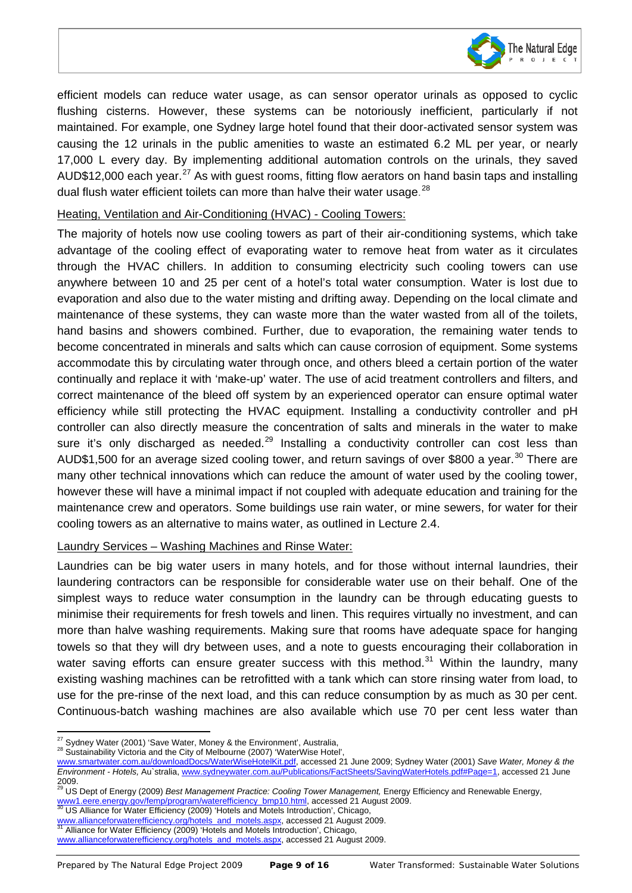efficient models can reduce water usage, as can sensor operator urinals as opposed to cyclic flushing cisterns. However, these systems can be notoriously inefficient, particularly if not maintained. For example, one Sydney large hotel found that their door-activated sensor system was causing the 12 urinals in the public amenities to waste an estimated 6.2 ML per year, or nearly 17,000 L every day. By implementing additional automation controls on the urinals, they saved AUD$12,000 each year.[27] As with guest rooms, fitting flow aerators on hand basin taps and installing dual flush water efficient toilets can more than halve their water usage.[28]

Heating, Ventilation and Air-Conditioning (HVAC) - Cooling Towers:

The majority of hotels now use cooling towers as part of their air-conditioning systems, which take advantage of the cooling effect of evaporating water to remove heat from water as it circulates through the HVAC chillers. In addition to consuming electricity such cooling towers can use anywhere between 10 and 25 per cent of a hotel's total water consumption. Water is lost due to evaporation and also due to the water misting and drifting away. Depending on the local climate and maintenance of these systems, they can waste more than the water wasted from all of the toilets, hand basins and showers combined. Further, due to evaporation, the remaining water tends to become concentrated in minerals and salts which can cause corrosion of equipment. Some systems accommodate this by circulating water through once, and others bleed a certain portion of the water continually and replace it with 'make-up' water. The use of acid treatment controllers and filters, and correct maintenance of the bleed off system by an experienced operator can ensure optimal water efficiency while still protecting the HVAC equipment. Installing a conductivity controller and pH controller can also directly measure the concentration of salts and minerals in the water to make sure it's only discharged as needed.[29] Installing a conductivity controller can cost less than AUD$1,500 for an average sized cooling tower, and return savings of over $800 a year.[30] There are many other technical innovations which can reduce the amount of water used by the cooling tower, however these will have a minimal impact if not coupled with adequate education and training for the maintenance crew and operators. Some buildings use rain water, or mine sewers, for water for their cooling towers as an alternative to mains water, as outlined in Lecture 2.4.

Laundry Services – Washing Machines and Rinse Water:

Laundries can be big water users in many hotels, and for those without internal laundries, their laundering contractors can be responsible for considerable water use on their behalf. One of the simplest ways to reduce water consumption in the laundry can be through educating guests to minimise their requirements for fresh towels and linen. This requires virtually no investment, and can more than halve washing requirements. Making sure that rooms have adequate space for hanging towels so that they will dry between uses, and a note to guests encouraging their collaboration in water saving efforts can ensure greater success with this method.[31] Within the laundry, many existing washing machines can be retrofitted with a tank which can store rinsing water from load, to use for the pre-rinse of the next load, and this can reduce consumption by as much as 30 per cent. Continuous-batch washing machines are also available which use 70 per cent less water than

---

[27] Sydney Water (2001) 'Save Water, Money & the Environment', Australia,

[28] Sustainability Victoria and the City of Melbourne (2007) 'WaterWise Hotel', www.smartwater.com.au/downloadDocs/WaterWiseHotelKit.pdf, accessed 21 June 2009; Sydney Water (2001) *Save Water, Money & the Environment - Hotels,* Au`stralia, www.sydneywater.com.au/Publications/FactSheets/SavingWaterHotels.pdf#Page=1, accessed 21 June 2009.

[29] US Dept of Energy (2009) *Best Management Practice: Cooling Tower Management,* Energy Efficiency and Renewable Energy, www1.eere.energy.gov/femp/program/waterefficiency_bmp10.html, accessed 21 August 2009.

[30] US Alliance for Water Efficiency (2009) 'Hotels and Motels Introduction', Chicago, www.allianceforwaterefficiency.org/hotels_and_motels.aspx, accessed 21 August 2009.

[31] Alliance for Water Efficiency (2009) 'Hotels and Motels Introduction', Chicago, www.allianceforwaterefficiency.org/hotels_and_motels.aspx, accessed 21 August 2009.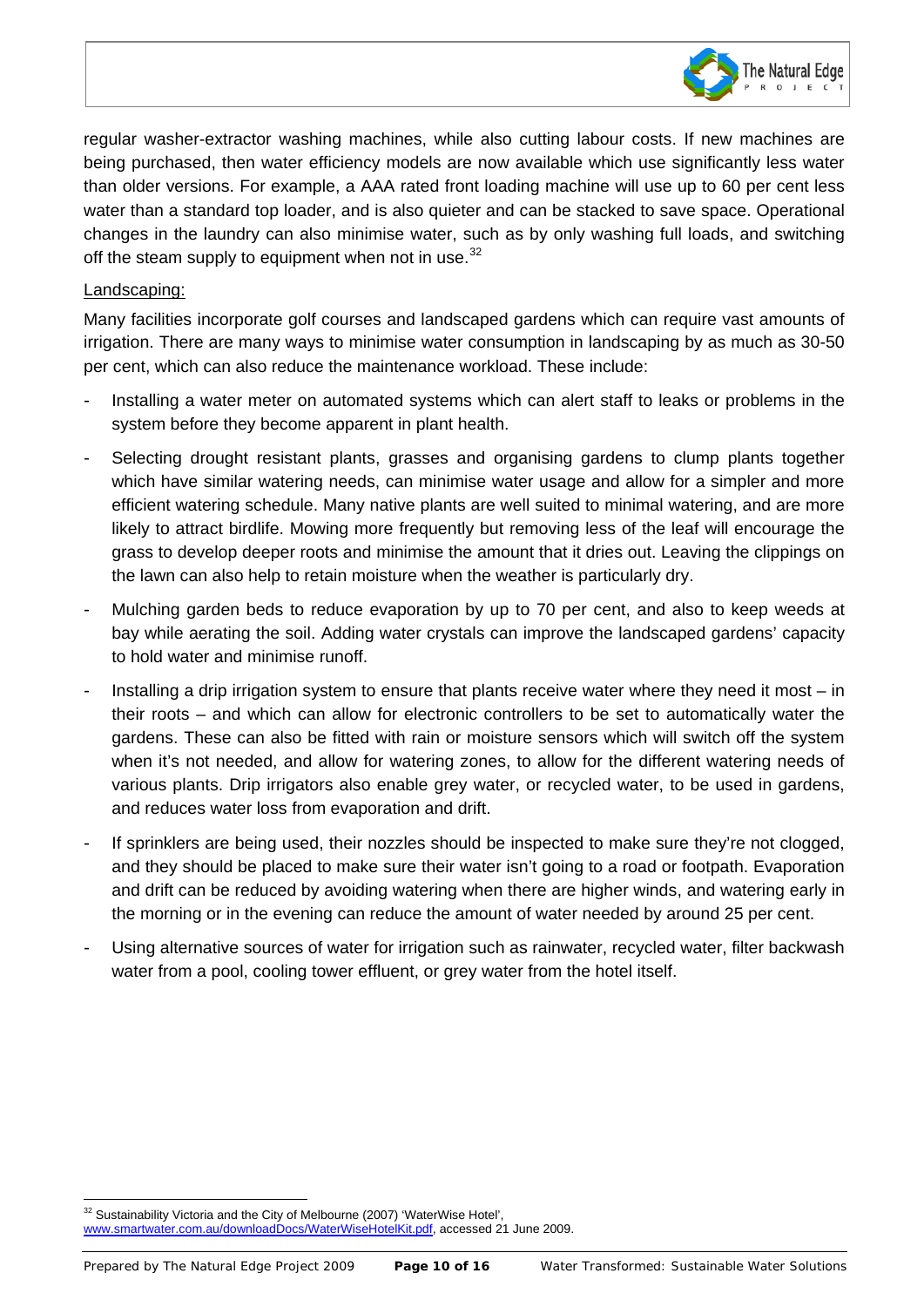regular washer-extractor washing machines, while also cutting labour costs. If new machines are being purchased, then water efficiency models are now available which use significantly less water than older versions. For example, a AAA rated front loading machine will use up to 60 per cent less water than a standard top loader, and is also quieter and can be stacked to save space. Operational changes in the laundry can also minimise water, such as by only washing full loads, and switching off the steam supply to equipment when not in use.[32]

Landscaping:

Many facilities incorporate golf courses and landscaped gardens which can require vast amounts of irrigation. There are many ways to minimise water consumption in landscaping by as much as 30-50 per cent, which can also reduce the maintenance workload. These include:

- Installing a water meter on automated systems which can alert staff to leaks or problems in the system before they become apparent in plant health.
- Selecting drought resistant plants, grasses and organising gardens to clump plants together which have similar watering needs, can minimise water usage and allow for a simpler and more efficient watering schedule. Many native plants are well suited to minimal watering, and are more likely to attract birdlife. Mowing more frequently but removing less of the leaf will encourage the grass to develop deeper roots and minimise the amount that it dries out. Leaving the clippings on the lawn can also help to retain moisture when the weather is particularly dry.
- Mulching garden beds to reduce evaporation by up to 70 per cent, and also to keep weeds at bay while aerating the soil. Adding water crystals can improve the landscaped gardens' capacity to hold water and minimise runoff.
- Installing a drip irrigation system to ensure that plants receive water where they need it most – in their roots – and which can allow for electronic controllers to be set to automatically water the gardens. These can also be fitted with rain or moisture sensors which will switch off the system when it's not needed, and allow for watering zones, to allow for the different watering needs of various plants. Drip irrigators also enable grey water, or recycled water, to be used in gardens, and reduces water loss from evaporation and drift.
- If sprinklers are being used, their nozzles should be inspected to make sure they're not clogged, and they should be placed to make sure their water isn't going to a road or footpath. Evaporation and drift can be reduced by avoiding watering when there are higher winds, and watering early in the morning or in the evening can reduce the amount of water needed by around 25 per cent.
- Using alternative sources of water for irrigation such as rainwater, recycled water, filter backwash water from a pool, cooling tower effluent, or grey water from the hotel itself.

[32] Sustainability Victoria and the City of Melbourne (2007) 'WaterWise Hotel', www.smartwater.com.au/downloadDocs/WaterWiseHotelKit.pdf, accessed 21 June 2009.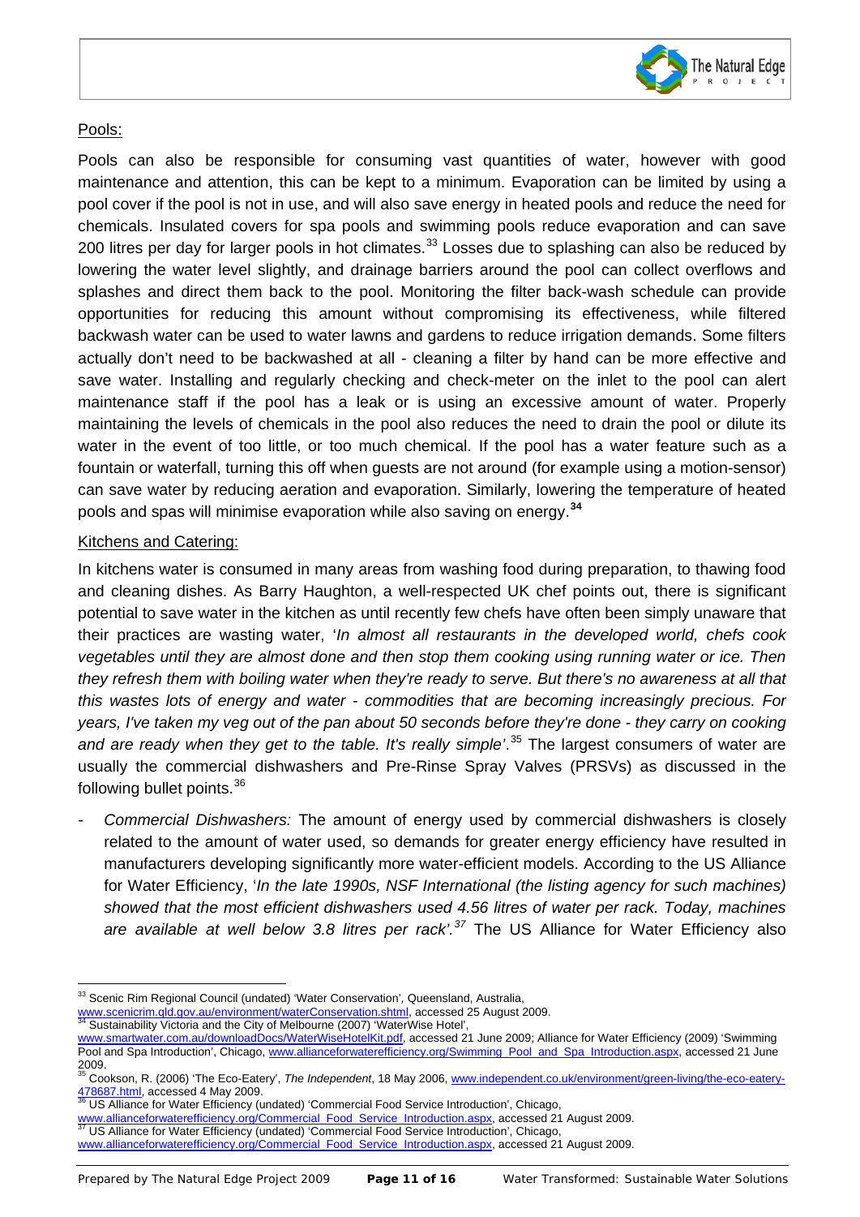Pools:

Pools can also be responsible for consuming vast quantities of water, however with good maintenance and attention, this can be kept to a minimum. Evaporation can be limited by using a pool cover if the pool is not in use, and will also save energy in heated pools and reduce the need for chemicals. Insulated covers for spa pools and swimming pools reduce evaporation and can save 200 litres per day for larger pools in hot climates.[33] Losses due to splashing can also be reduced by lowering the water level slightly, and drainage barriers around the pool can collect overflows and splashes and direct them back to the pool. Monitoring the filter back-wash schedule can provide opportunities for reducing this amount without compromising its effectiveness, while filtered backwash water can be used to water lawns and gardens to reduce irrigation demands. Some filters actually don't need to be backwashed at all - cleaning a filter by hand can be more effective and save water. Installing and regularly checking and check-meter on the inlet to the pool can alert maintenance staff if the pool has a leak or is using an excessive amount of water. Properly maintaining the levels of chemicals in the pool also reduces the need to drain the pool or dilute its water in the event of too little, or too much chemical. If the pool has a water feature such as a fountain or waterfall, turning this off when guests are not around (for example using a motion-sensor) can save water by reducing aeration and evaporation. Similarly, lowering the temperature of heated pools and spas will minimise evaporation while also saving on energy.[34]

Kitchens and Catering:

In kitchens water is consumed in many areas from washing food during preparation, to thawing food and cleaning dishes. As Barry Haughton, a well-respected UK chef points out, there is significant potential to save water in the kitchen as until recently few chefs have often been simply unaware that their practices are wasting water, '*In almost all restaurants in the developed world, chefs cook vegetables until they are almost done and then stop them cooking using running water or ice. Then they refresh them with boiling water when they're ready to serve. But there's no awareness at all that this wastes lots of energy and water - commodities that are becoming increasingly precious. For years, I've taken my veg out of the pan about 50 seconds before they're done - they carry on cooking and are ready when they get to the table. It's really simple*'.[35] The largest consumers of water are usually the commercial dishwashers and Pre-Rinse Spray Valves (PRSVs) as discussed in the following bullet points.[36]

- *Commercial Dishwashers:* The amount of energy used by commercial dishwashers is closely related to the amount of water used, so demands for greater energy efficiency have resulted in manufacturers developing significantly more water-efficient models. According to the US Alliance for Water Efficiency, '*In the late 1990s, NSF International (the listing agency for such machines) showed that the most efficient dishwashers used 4.56 litres of water per rack. Today, machines are available at well below 3.8 litres per rack'.*[37] The US Alliance for Water Efficiency also

---

[33] Scenic Rim Regional Council (undated) 'Water Conservation', Queensland, Australia, www.scenicrim.qld.gov.au/environment/waterConservation.shtml, accessed 25 August 2009.

[34] Sustainability Victoria and the City of Melbourne (2007) 'WaterWise Hotel', www.smartwater.com.au/downloadDocs/WaterWiseHotelKit.pdf, accessed 21 June 2009; Alliance for Water Efficiency (2009) 'Swimming Pool and Spa Introduction', Chicago, www.allianceforwaterefficiency.org/Swimming_Pool_and_Spa_Introduction.aspx, accessed 21 June 2009.

[35] Cookson, R. (2006) 'The Eco-Eatery', *The Independent*, 18 May 2006, www.independent.co.uk/environment/green-living/the-eco-eatery-478687.html, accessed 4 May 2009.

[36] US Alliance for Water Efficiency (undated) 'Commercial Food Service Introduction', Chicago, www.allianceforwaterefficiency.org/Commercial_Food_Service_Introduction.aspx, accessed 21 August 2009.

[37] US Alliance for Water Efficiency (undated) 'Commercial Food Service Introduction', Chicago, www.allianceforwaterefficiency.org/Commercial_Food_Service_Introduction.aspx, accessed 21 August 2009.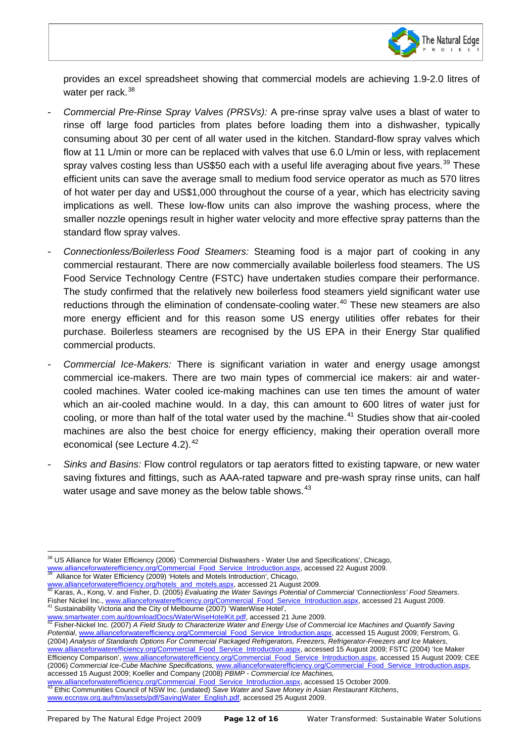provides an excel spreadsheet showing that commercial models are achieving 1.9-2.0 litres of water per rack.[38]

- *Commercial Pre-Rinse Spray Valves (PRSVs):* A pre-rinse spray valve uses a blast of water to rinse off large food particles from plates before loading them into a dishwasher, typically consuming about 30 per cent of all water used in the kitchen. Standard-flow spray valves which flow at 11 L/min or more can be replaced with valves that use 6.0 L/min or less, with replacement spray valves costing less than US$50 each with a useful life averaging about five years.[39] These efficient units can save the average small to medium food service operator as much as 570 litres of hot water per day and US$1,000 throughout the course of a year, which has electricity saving implications as well. These low-flow units can also improve the washing process, where the smaller nozzle openings result in higher water velocity and more effective spray patterns than the standard flow spray valves.

- *Connectionless/Boilerless Food Steamers:* Steaming food is a major part of cooking in any commercial restaurant. There are now commercially available boilerless food steamers. The US Food Service Technology Centre (FSTC) have undertaken studies compare their performance. The study confirmed that the relatively new boilerless food steamers yield significant water use reductions through the elimination of condensate-cooling water.[40] These new steamers are also more energy efficient and for this reason some US energy utilities offer rebates for their purchase. Boilerless steamers are recognised by the US EPA in their Energy Star qualified commercial products.

- *Commercial Ice-Makers:* There is significant variation in water and energy usage amongst commercial ice-makers. There are two main types of commercial ice makers: air and water-cooled machines. Water cooled ice-making machines can use ten times the amount of water which an air-cooled machine would. In a day, this can amount to 600 litres of water just for cooling, or more than half of the total water used by the machine.[41] Studies show that air-cooled machines are also the best choice for energy efficiency, making their operation overall more economical (see Lecture 4.2).[42]

- *Sinks and Basins:* Flow control regulators or tap aerators fitted to existing tapware, or new water saving fixtures and fittings, such as AAA-rated tapware and pre-wash spray rinse units, can half water usage and save money as the below table shows.[43]

---

[38] US Alliance for Water Efficiency (2006) 'Commercial Dishwashers - Water Use and Specifications', Chicago, www.allianceforwaterefficiency.org/Commercial_Food_Service_Introduction.aspx, accessed 22 August 2009.

[39] Alliance for Water Efficiency (2009) 'Hotels and Motels Introduction', Chicago, www.allianceforwaterefficiency.org/hotels_and_motels.aspx, accessed 21 August 2009.

[40] Karas, A., Kong, V. and Fisher, D. (2005) *Evaluating the Water Savings Potential of Commercial 'Connectionless' Food Steamers*. Fisher Nickel Inc., www.allianceforwaterefficiency.org/Commercial_Food_Service_Introduction.aspx, accessed 21 August 2009.

[41] Sustainability Victoria and the City of Melbourne (2007) 'WaterWise Hotel', www.smartwater.com.au/downloadDocs/WaterWiseHotelKit.pdf, accessed 21 June 2009.

[42] Fisher-Nickel Inc. (2007) *A Field Study to Characterize Water and Energy Use of Commercial Ice Machines and Quantify Saving Potential*, www.allianceforwaterefficiency.org/Commercial_Food_Service_Introduction.aspx, accessed 15 August 2009; Ferstrom, G. (2004) *Analysis of Standards Options For Commercial Packaged Refrigerators, Freezers, Refrigerator-Freezers and Ice Makers*, www.allianceforwaterefficiency.org/Commercial_Food_Service_Introduction.aspx, accessed 15 August 2009; FSTC (2004) 'Ice Maker Efficiency Comparison', www.allianceforwaterefficiency.org/Commercial_Food_Service_Introduction.aspx, accessed 15 August 2009; CEE (2006) *Commercial Ice-Cube Machine Specifications*, www.allianceforwaterefficiency.org/Commercial_Food_Service_Introduction.aspx, accessed 15 August 2009; Koeller and Company (2008) *PBMP - Commercial Ice Machines*, www.allianceforwaterefficiency.org/Commercial_Food_Service_Introduction.aspx, accessed 15 October 2009.

[43] Ethic Communities Council of NSW Inc. (undated) *Save Water and Save Money in Asian Restaurant Kitchens*, www.eccnsw.org.au/htm/assets/pdf/SavingWater_English.pdf, accessed 25 August 2009.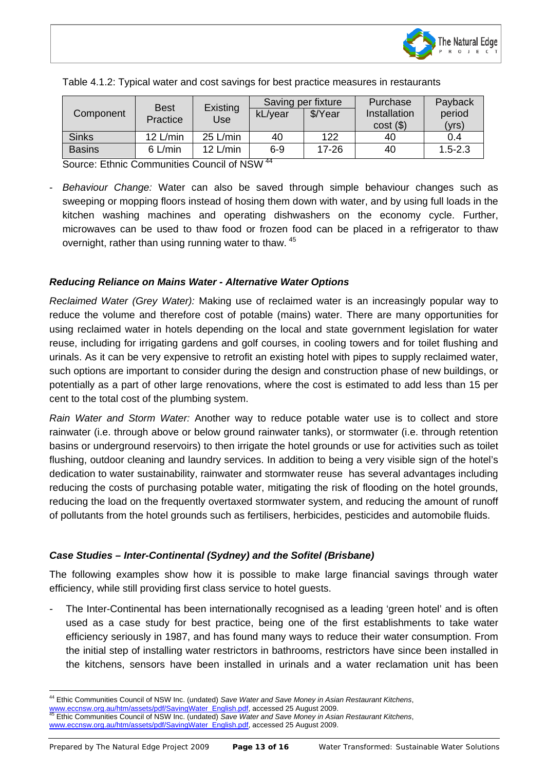Table 4.1.2: Typical water and cost savings for best practice measures in restaurants

| Component | Best Practice | Existing Use | Saving per fixture | | Purchase Installation cost ($) | Payback period (yrs) |
|---|---|---|---|---|---|---|
| | | | kL/year | $/Year | | |
| Sinks | 12 L/min | 25 L/min | 40 | 122 | 40 | 0.4 |
| Basins | 6 L/min | 12 L/min | 6-9 | 17-26 | 40 | 1.5-2.3 |

Source: Ethnic Communities Council of NSW [44]

- *Behaviour Change:* Water can also be saved through simple behaviour changes such as sweeping or mopping floors instead of hosing them down with water, and by using full loads in the kitchen washing machines and operating dishwashers on the economy cycle. Further, microwaves can be used to thaw food or frozen food can be placed in a refrigerator to thaw overnight, rather than using running water to thaw. [45]

### *Reducing Reliance on Mains Water - Alternative Water Options*

*Reclaimed Water (Grey Water):* Making use of reclaimed water is an increasingly popular way to reduce the volume and therefore cost of potable (mains) water. There are many opportunities for using reclaimed water in hotels depending on the local and state government legislation for water reuse, including for irrigating gardens and golf courses, in cooling towers and for toilet flushing and urinals. As it can be very expensive to retrofit an existing hotel with pipes to supply reclaimed water, such options are important to consider during the design and construction phase of new buildings, or potentially as a part of other large renovations, where the cost is estimated to add less than 15 per cent to the total cost of the plumbing system.

*Rain Water and Storm Water:* Another way to reduce potable water use is to collect and store rainwater (i.e. through above or below ground rainwater tanks), or stormwater (i.e. through retention basins or underground reservoirs) to then irrigate the hotel grounds or use for activities such as toilet flushing, outdoor cleaning and laundry services. In addition to being a very visible sign of the hotel's dedication to water sustainability, rainwater and stormwater reuse has several advantages including reducing the costs of purchasing potable water, mitigating the risk of flooding on the hotel grounds, reducing the load on the frequently overtaxed stormwater system, and reducing the amount of runoff of pollutants from the hotel grounds such as fertilisers, herbicides, pesticides and automobile fluids.

### *Case Studies – Inter-Continental (Sydney) and the Sofitel (Brisbane)*

The following examples show how it is possible to make large financial savings through water efficiency, while still providing first class service to hotel guests.

- The Inter-Continental has been internationally recognised as a leading 'green hotel' and is often used as a case study for best practice, being one of the first establishments to take water efficiency seriously in 1987, and has found many ways to reduce their water consumption. From the initial step of installing water restrictors in bathrooms, restrictors have since been installed in the kitchens, sensors have been installed in urinals and a water reclamation unit has been

---

[44] Ethic Communities Council of NSW Inc. (undated) *Save Water and Save Money in Asian Restaurant Kitchens*, www.eccnsw.org.au/htm/assets/pdf/SavingWater_English.pdf, accessed 25 August 2009.

[45] Ethic Communities Council of NSW Inc. (undated) *Save Water and Save Money in Asian Restaurant Kitchens*, www.eccnsw.org.au/htm/assets/pdf/SavingWater_English.pdf, accessed 25 August 2009.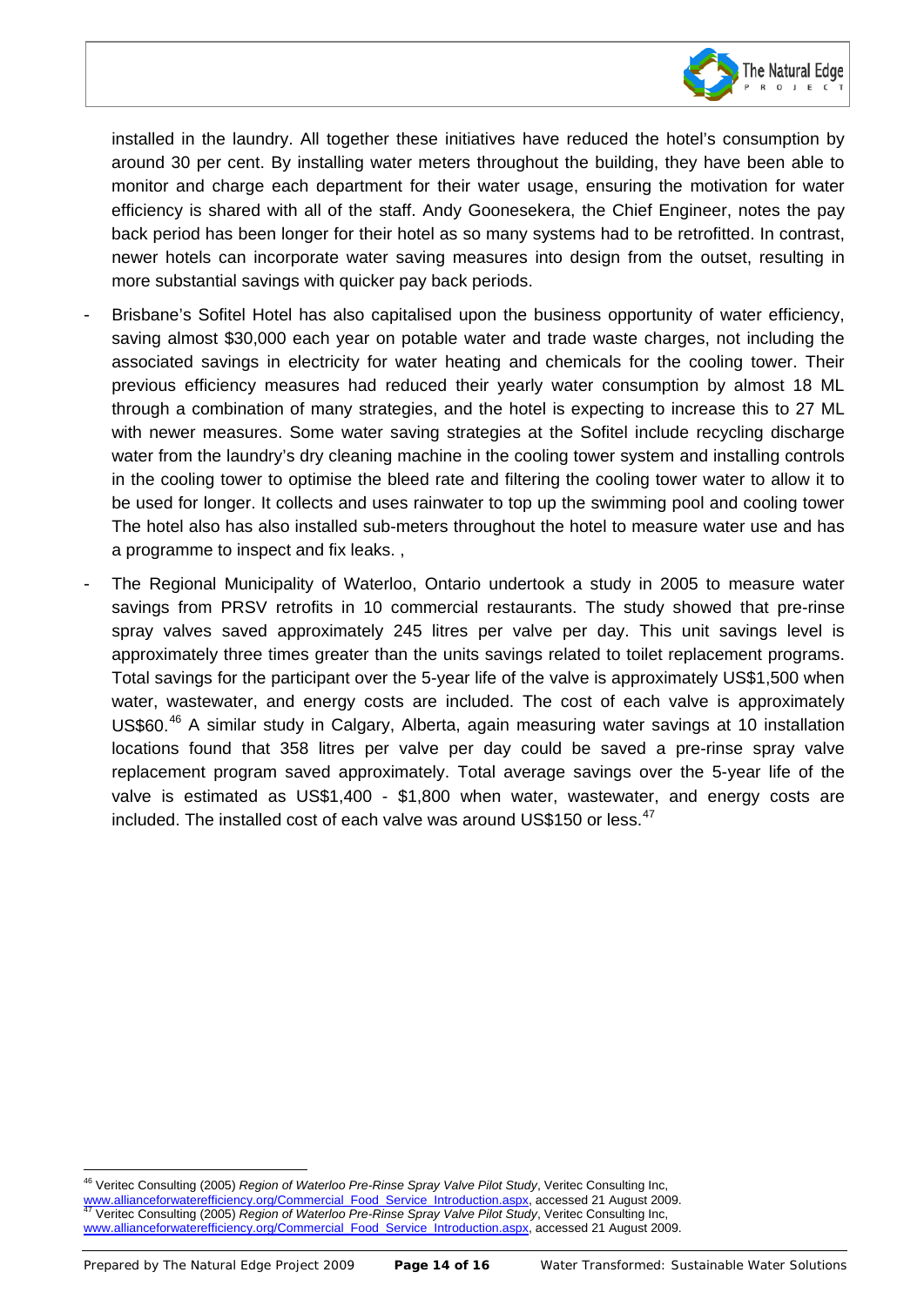installed in the laundry. All together these initiatives have reduced the hotel's consumption by around 30 per cent. By installing water meters throughout the building, they have been able to monitor and charge each department for their water usage, ensuring the motivation for water efficiency is shared with all of the staff. Andy Goonesekera, the Chief Engineer, notes the pay back period has been longer for their hotel as so many systems had to be retrofitted. In contrast, newer hotels can incorporate water saving measures into design from the outset, resulting in more substantial savings with quicker pay back periods.

- Brisbane's Sofitel Hotel has also capitalised upon the business opportunity of water efficiency, saving almost $30,000 each year on potable water and trade waste charges, not including the associated savings in electricity for water heating and chemicals for the cooling tower. Their previous efficiency measures had reduced their yearly water consumption by almost 18 ML through a combination of many strategies, and the hotel is expecting to increase this to 27 ML with newer measures. Some water saving strategies at the Sofitel include recycling discharge water from the laundry's dry cleaning machine in the cooling tower system and installing controls in the cooling tower to optimise the bleed rate and filtering the cooling tower water to allow it to be used for longer. It collects and uses rainwater to top up the swimming pool and cooling tower The hotel also has also installed sub-meters throughout the hotel to measure water use and has a programme to inspect and fix leaks. ,

- The Regional Municipality of Waterloo, Ontario undertook a study in 2005 to measure water savings from PRSV retrofits in 10 commercial restaurants. The study showed that pre-rinse spray valves saved approximately 245 litres per valve per day. This unit savings level is approximately three times greater than the units savings related to toilet replacement programs. Total savings for the participant over the 5-year life of the valve is approximately US$1,500 when water, wastewater, and energy costs are included. The cost of each valve is approximately US$60.[46] A similar study in Calgary, Alberta, again measuring water savings at 10 installation locations found that 358 litres per valve per day could be saved a pre-rinse spray valve replacement program saved approximately. Total average savings over the 5-year life of the valve is estimated as US$1,400 - $1,800 when water, wastewater, and energy costs are included. The installed cost of each valve was around US$150 or less.[47]

---

[46] Veritec Consulting (2005) *Region of Waterloo Pre-Rinse Spray Valve Pilot Study*, Veritec Consulting Inc, www.allianceforwaterefficiency.org/Commercial_Food_Service_Introduction.aspx, accessed 21 August 2009.

[47] Veritec Consulting (2005) *Region of Waterloo Pre-Rinse Spray Valve Pilot Study*, Veritec Consulting Inc, www.allianceforwaterefficiency.org/Commercial_Food_Service_Introduction.aspx, accessed 21 August 2009.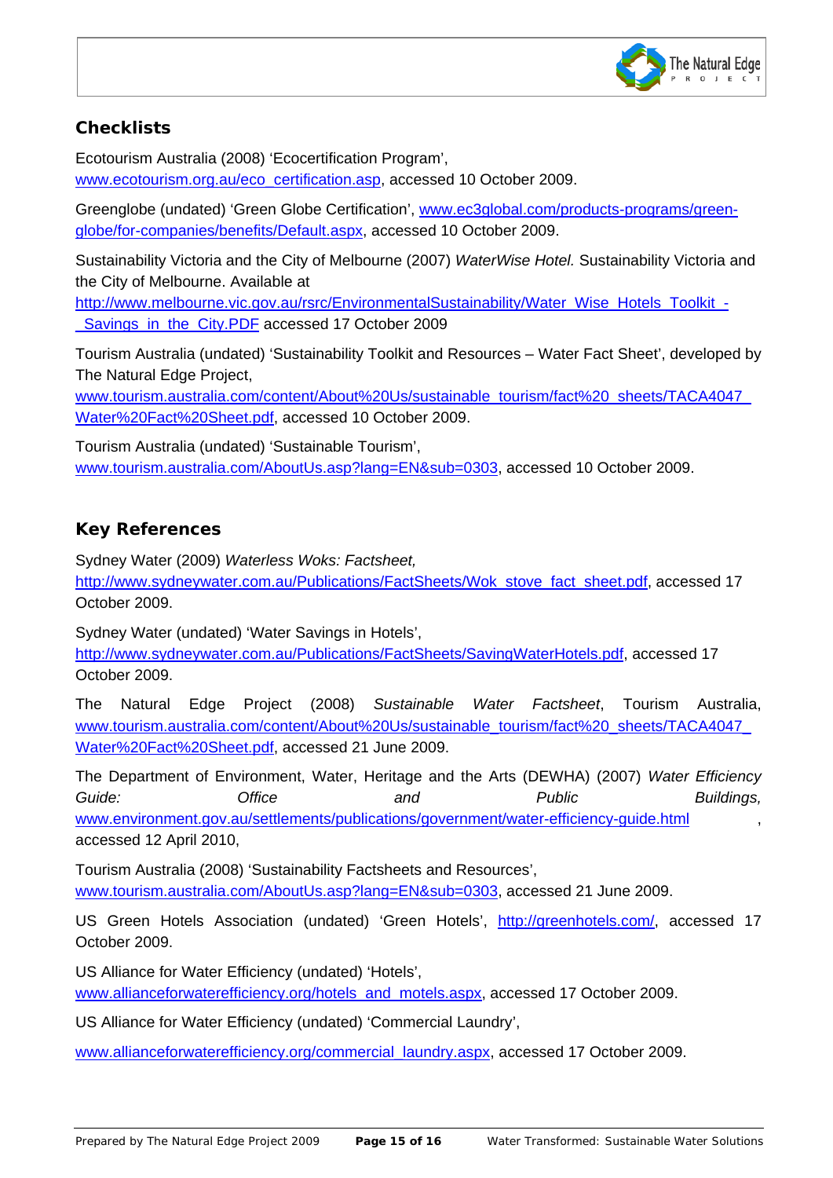## Checklists

Ecotourism Australia (2008) 'Ecocertification Program', www.ecotourism.org.au/eco_certification.asp, accessed 10 October 2009.

Greenglobe (undated) 'Green Globe Certification', www.ec3global.com/products-programs/green-globe/for-companies/benefits/Default.aspx, accessed 10 October 2009.

Sustainability Victoria and the City of Melbourne (2007) *WaterWise Hotel.* Sustainability Victoria and the City of Melbourne. Available at http://www.melbourne.vic.gov.au/rsrc/EnvironmentalSustainability/Water_Wise_Hotels_Toolkit_-_Savings_in_the_City.PDF accessed 17 October 2009

Tourism Australia (undated) 'Sustainability Toolkit and Resources – Water Fact Sheet', developed by The Natural Edge Project, www.tourism.australia.com/content/About%20Us/sustainable_tourism/fact%20_sheets/TACA4047_Water%20Fact%20Sheet.pdf, accessed 10 October 2009.

Tourism Australia (undated) 'Sustainable Tourism', www.tourism.australia.com/AboutUs.asp?lang=EN&sub=0303, accessed 10 October 2009.

## Key References

Sydney Water (2009) *Waterless Woks: Factsheet,* http://www.sydneywater.com.au/Publications/FactSheets/Wok_stove_fact_sheet.pdf, accessed 17 October 2009.

Sydney Water (undated) 'Water Savings in Hotels', http://www.sydneywater.com.au/Publications/FactSheets/SavingWaterHotels.pdf, accessed 17 October 2009.

The Natural Edge Project (2008) *Sustainable Water Factsheet*, Tourism Australia, www.tourism.australia.com/content/About%20Us/sustainable_tourism/fact%20_sheets/TACA4047_Water%20Fact%20Sheet.pdf, accessed 21 June 2009.

The Department of Environment, Water, Heritage and the Arts (DEWHA) (2007) *Water Efficiency Guide: Office and Public Buildings,* www.environment.gov.au/settlements/publications/government/water-efficiency-guide.html, accessed 12 April 2010,

Tourism Australia (2008) 'Sustainability Factsheets and Resources', www.tourism.australia.com/AboutUs.asp?lang=EN&sub=0303, accessed 21 June 2009.

US Green Hotels Association (undated) 'Green Hotels', http://greenhotels.com/, accessed 17 October 2009.

US Alliance for Water Efficiency (undated) 'Hotels', www.allianceforwaterefficiency.org/hotels_and_motels.aspx, accessed 17 October 2009.

US Alliance for Water Efficiency (undated) 'Commercial Laundry',

www.allianceforwaterefficiency.org/commercial_laundry.aspx, accessed 17 October 2009.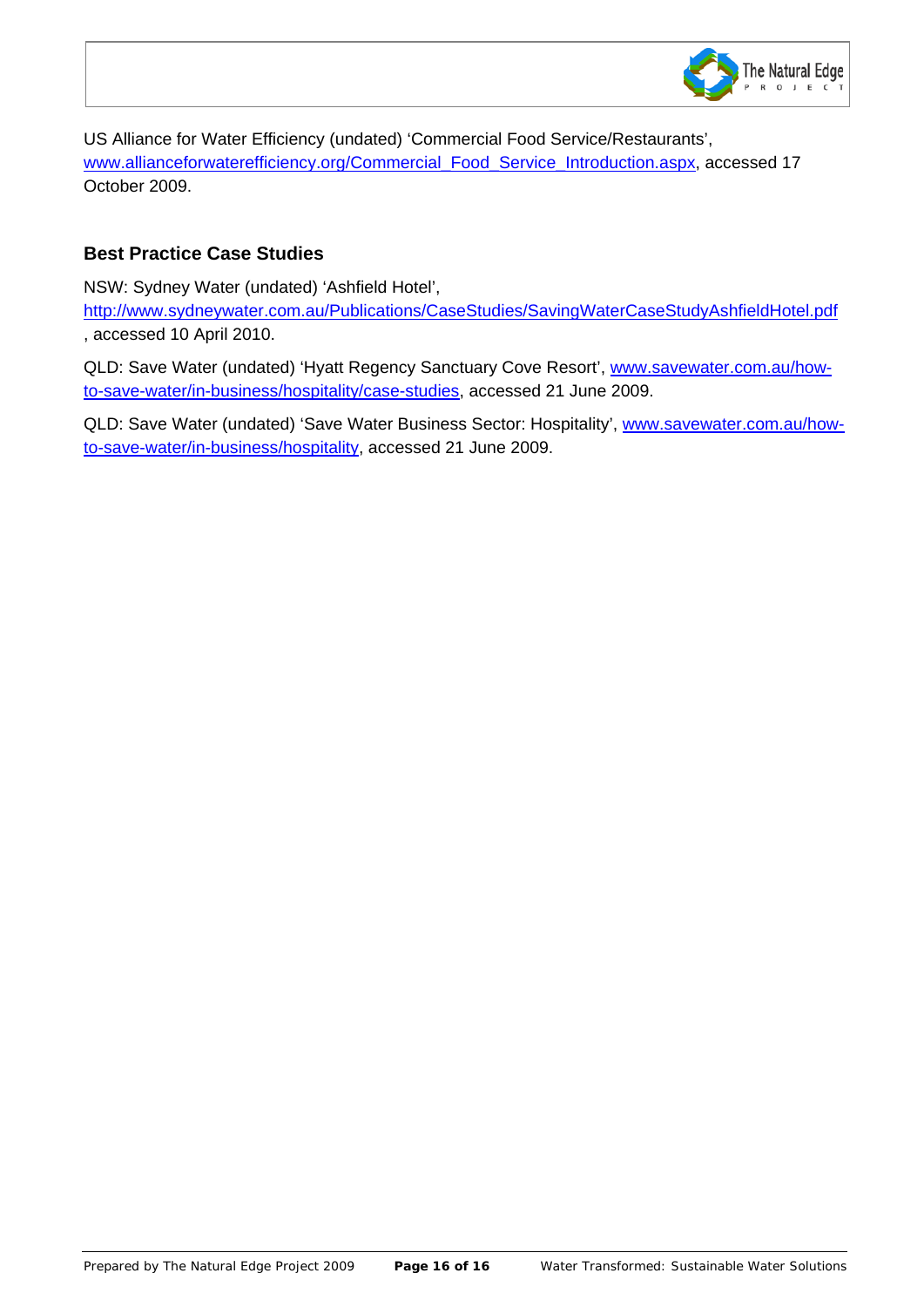US Alliance for Water Efficiency (undated) 'Commercial Food Service/Restaurants', www.allianceforwaterefficiency.org/Commercial_Food_Service_Introduction.aspx, accessed 17 October 2009.

### Best Practice Case Studies

NSW: Sydney Water (undated) 'Ashfield Hotel', http://www.sydneywater.com.au/Publications/CaseStudies/SavingWaterCaseStudyAshfieldHotel.pdf, accessed 10 April 2010.

QLD: Save Water (undated) 'Hyatt Regency Sanctuary Cove Resort', www.savewater.com.au/how-to-save-water/in-business/hospitality/case-studies, accessed 21 June 2009.

QLD: Save Water (undated) 'Save Water Business Sector: Hospitality', www.savewater.com.au/how-to-save-water/in-business/hospitality, accessed 21 June 2009.